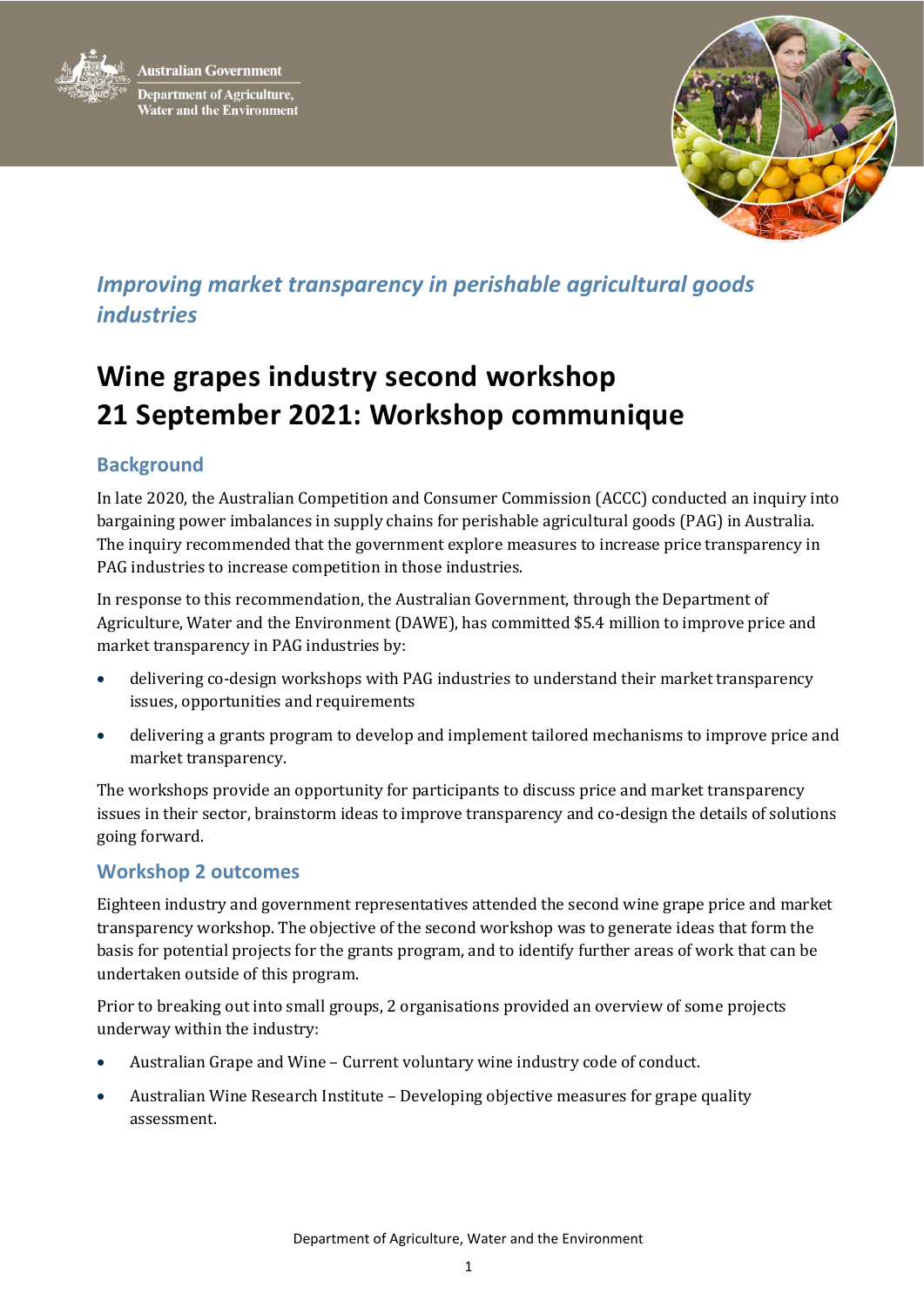Australian Government

Department of Agriculture, Water and the Environment

*Improving market transparency in perishable agricultural goods industries*

# Wine grapes industry second workshop 21 September 2021: Workshop communique

## Background

In late 2020, the Australian Competition and Consumer Commission (ACCC) conducted an inquiry into bargaining power imbalances in supply chains for perishable agricultural goods (PAG) in Australia. The inquiry recommended that the government explore measures to increase price transparency in PAG industries to increase competition in those industries.

In response to this recommendation, the Australian Government, through the Department of Agriculture, Water and the Environment (DAWE), has committed $5.4 million to improve price and market transparency in PAG industries by:

- delivering co-design workshops with PAG industries to understand their market transparency issues, opportunities and requirements
- delivering a grants program to develop and implement tailored mechanisms to improve price and market transparency.

The workshops provide an opportunity for participants to discuss price and market transparency issues in their sector, brainstorm ideas to improve transparency and co-design the details of solutions going forward.

## Workshop 2 outcomes

Eighteen industry and government representatives attended the second wine grape price and market transparency workshop. The objective of the second workshop was to generate ideas that form the basis for potential projects for the grants program, and to identify further areas of work that can be undertaken outside of this program.

Prior to breaking out into small groups, 2 organisations provided an overview of some projects underway within the industry:

- Australian Grape and Wine – Current voluntary wine industry code of conduct.
- Australian Wine Research Institute – Developing objective measures for grape quality assessment.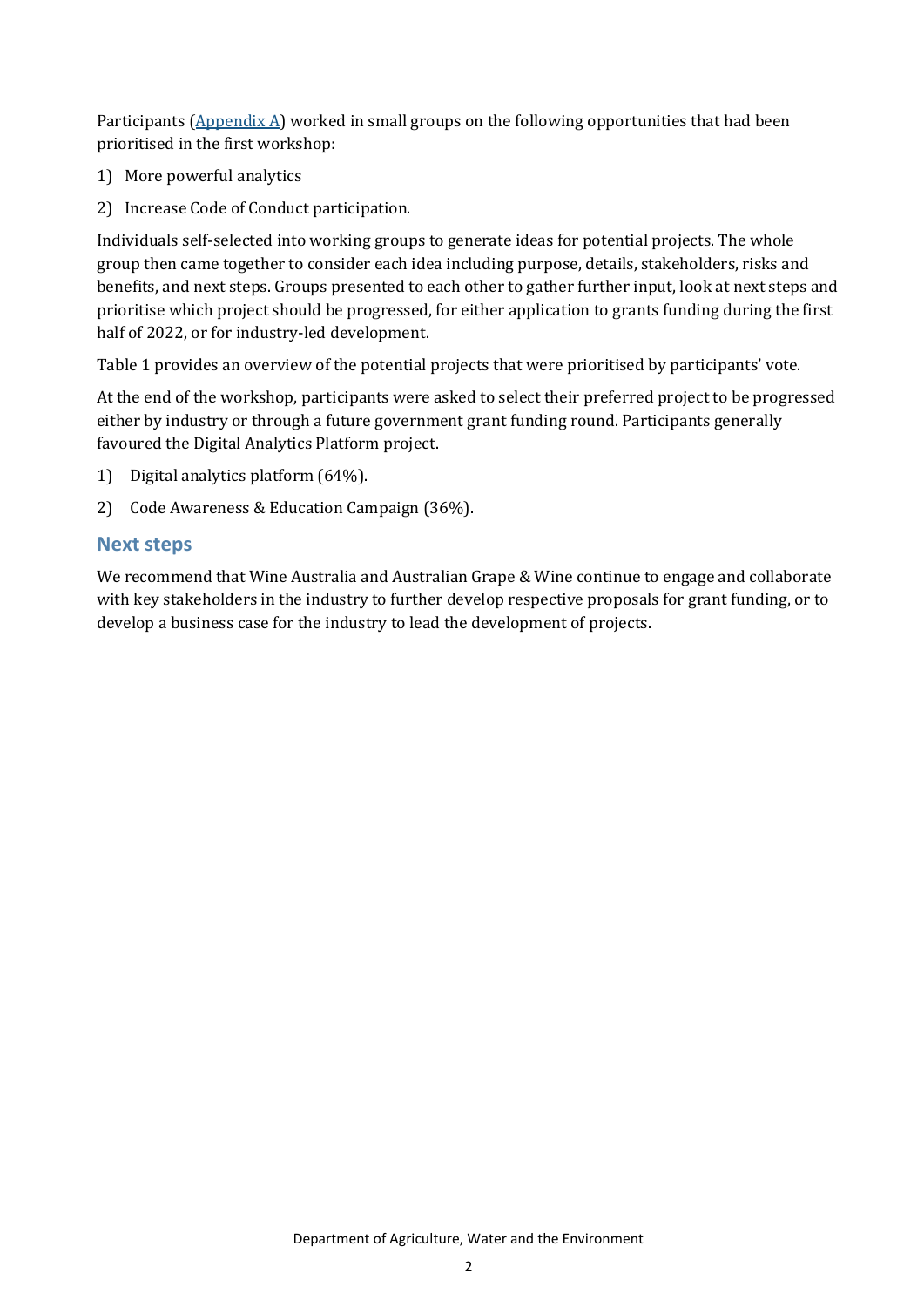Participants (Appendix A) worked in small groups on the following opportunities that had been prioritised in the first workshop:

1) More powerful analytics
2) Increase Code of Conduct participation.

Individuals self-selected into working groups to generate ideas for potential projects. The whole group then came together to consider each idea including purpose, details, stakeholders, risks and benefits, and next steps. Groups presented to each other to gather further input, look at next steps and prioritise which project should be progressed, for either application to grants funding during the first half of 2022, or for industry-led development.

Table 1 provides an overview of the potential projects that were prioritised by participants' vote.

At the end of the workshop, participants were asked to select their preferred project to be progressed either by industry or through a future government grant funding round. Participants generally favoured the Digital Analytics Platform project.

1) Digital analytics platform (64%).
2) Code Awareness & Education Campaign (36%).

## Next steps

We recommend that Wine Australia and Australian Grape & Wine continue to engage and collaborate with key stakeholders in the industry to further develop respective proposals for grant funding, or to develop a business case for the industry to lead the development of projects.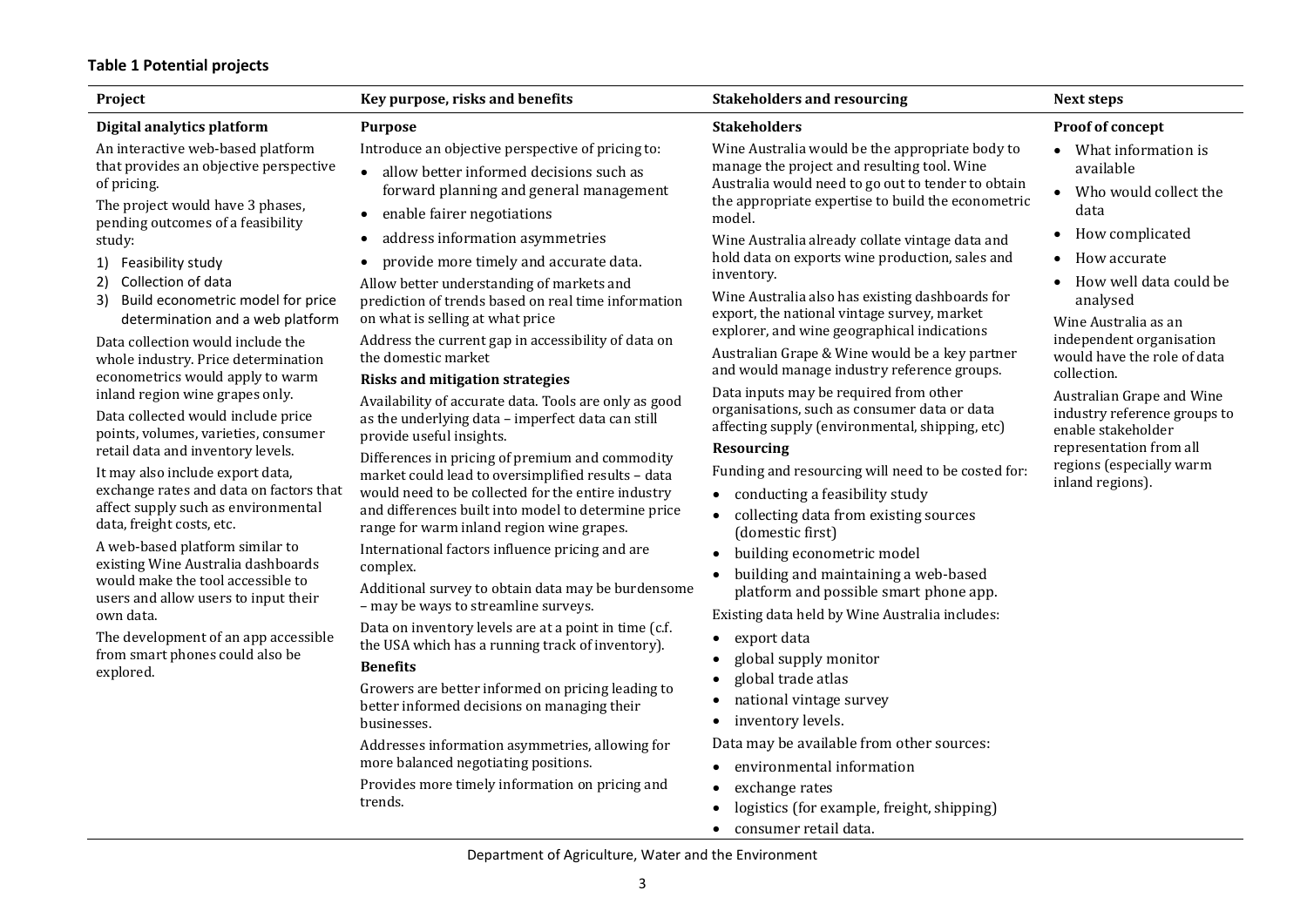**Table 1 Potential projects**

| Project | Key purpose, risks and benefits | Stakeholders and resourcing | Next steps |
|---|---|---|---|
| **Digital analytics platform**<br>An interactive web-based platform that provides an objective perspective of pricing.<br>The project would have 3 phases, pending outcomes of a feasibility study:<br>1) Feasibility study<br>2) Collection of data<br>3) Build econometric model for price determination and a web platform<br>Data collection would include the whole industry. Price determination econometrics would apply to warm inland region wine grapes only.<br>Data collected would include price points, volumes, varieties, consumer retail data and inventory levels.<br>It may also include export data, exchange rates and data on factors that affect supply such as environmental data, freight costs, etc.<br>A web-based platform similar to existing Wine Australia dashboards would make the tool accessible to users and allow users to input their own data.<br>The development of an app accessible from smart phones could also be explored. | **Purpose**<br>Introduce an objective perspective of pricing to:<br>• allow better informed decisions such as forward planning and general management<br>• enable fairer negotiations<br>• address information asymmetries<br>• provide more timely and accurate data.<br>Allow better understanding of markets and prediction of trends based on real time information on what is selling at what price<br>Address the current gap in accessibility of data on the domestic market<br>**Risks and mitigation strategies**<br>Availability of accurate data. Tools are only as good as the underlying data – imperfect data can still provide useful insights.<br>Differences in pricing of premium and commodity market could lead to oversimplified results – data would need to be collected for the entire industry and differences built into model to determine price range for warm inland region wine grapes.<br>International factors influence pricing and are complex.<br>Additional survey to obtain data may be burdensome – may be ways to streamline surveys.<br>Data on inventory levels are at a point in time (c.f. the USA which has a running track of inventory).<br>**Benefits**<br>Growers are better informed on pricing leading to better informed decisions on managing their businesses.<br>Addresses information asymmetries, allowing for more balanced negotiating positions.<br>Provides more timely information on pricing and trends. | **Stakeholders**<br>Wine Australia would be the appropriate body to manage the project and resulting tool. Wine Australia would need to go out to tender to obtain the appropriate expertise to build the econometric model.<br>Wine Australia already collate vintage data and hold data on exports wine production, sales and inventory.<br>Wine Australia also has existing dashboards for export, the national vintage survey, market explorer, and wine geographical indications<br>Australian Grape & Wine would be a key partner and would manage industry reference groups.<br>Data inputs may be required from other organisations, such as consumer data or data affecting supply (environmental, shipping, etc)<br>**Resourcing**<br>Funding and resourcing will need to be costed for:<br>• conducting a feasibility study<br>• collecting data from existing sources (domestic first)<br>• building econometric model<br>• building and maintaining a web-based platform and possible smart phone app.<br>Existing data held by Wine Australia includes:<br>• export data<br>• global supply monitor<br>• global trade atlas<br>• national vintage survey<br>• inventory levels.<br>Data may be available from other sources:<br>• environmental information<br>• exchange rates<br>• logistics (for example, freight, shipping)<br>• consumer retail data. | **Proof of concept**<br>• What information is available<br>• Who would collect the data<br>• How complicated<br>• How accurate<br>• How well data could be analysed<br>Wine Australia as an independent organisation would have the role of data collection.<br>Australian Grape and Wine industry reference groups to enable stakeholder representation from all regions (especially warm inland regions). |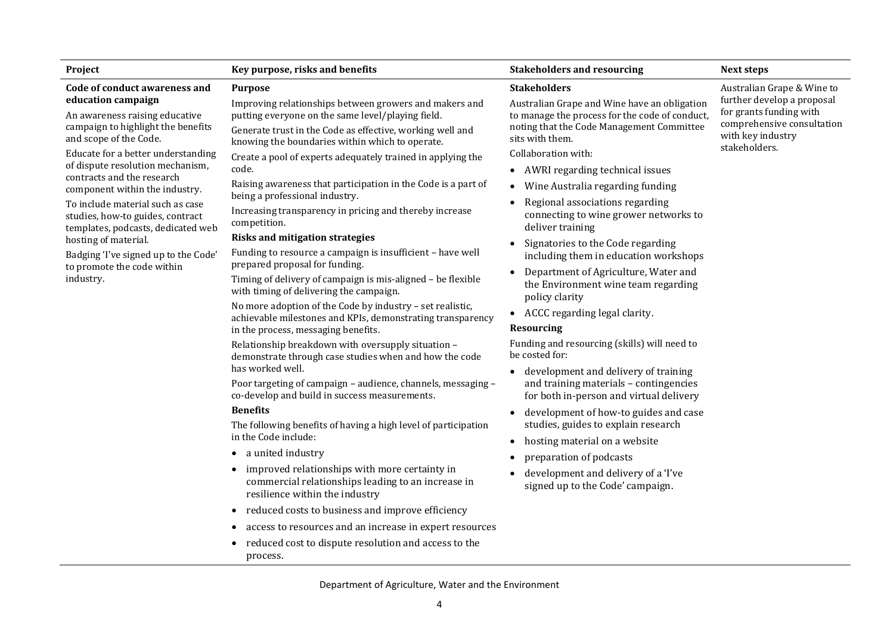| Project | Key purpose, risks and benefits | Stakeholders and resourcing | Next steps |
| --- | --- | --- | --- |
| **Code of conduct awareness and education campaign**<br><br>An awareness raising educative campaign to highlight the benefits and scope of the Code.<br><br>Educate for a better understanding of dispute resolution mechanism, contracts and the research component within the industry.<br><br>To include material such as case studies, how-to guides, contract templates, podcasts, dedicated web hosting of material.<br><br>Badging 'I've signed up to the Code' to promote the code within industry. | **Purpose**<br><br>Improving relationships between growers and makers and putting everyone on the same level/playing field.<br><br>Generate trust in the Code as effective, working well and knowing the boundaries within which to operate.<br><br>Create a pool of experts adequately trained in applying the code.<br><br>Raising awareness that participation in the Code is a part of being a professional industry.<br><br>Increasing transparency in pricing and thereby increase competition.<br><br>**Risks and mitigation strategies**<br><br>Funding to resource a campaign is insufficient – have well prepared proposal for funding.<br><br>Timing of delivery of campaign is mis-aligned – be flexible with timing of delivering the campaign.<br><br>No more adoption of the Code by industry – set realistic, achievable milestones and KPIs, demonstrating transparency in the process, messaging benefits.<br><br>Relationship breakdown with oversupply situation – demonstrate through case studies when and how the code has worked well.<br><br>Poor targeting of campaign – audience, channels, messaging – co-develop and build in success measurements.<br><br>**Benefits**<br><br>The following benefits of having a high level of participation in the Code include:<br><br>• a united industry<br>• improved relationships with more certainty in commercial relationships leading to an increase in resilience within the industry<br>• reduced costs to business and improve efficiency<br>• access to resources and an increase in expert resources<br>• reduced cost to dispute resolution and access to the process. | **Stakeholders**<br><br>Australian Grape and Wine have an obligation to manage the process for the code of conduct, noting that the Code Management Committee sits with them.<br><br>Collaboration with:<br><br>• AWRI regarding technical issues<br>• Wine Australia regarding funding<br>• Regional associations regarding connecting to wine grower networks to deliver training<br>• Signatories to the Code regarding including them in education workshops<br>• Department of Agriculture, Water and the Environment wine team regarding policy clarity<br>• ACCC regarding legal clarity.<br><br>**Resourcing**<br><br>Funding and resourcing (skills) will need to be costed for:<br><br>• development and delivery of training and training materials – contingencies for both in-person and virtual delivery<br>• development of how-to guides and case studies, guides to explain research<br>• hosting material on a website<br>• preparation of podcasts<br>• development and delivery of a 'I've signed up to the Code' campaign. | Australian Grape & Wine to further develop a proposal for grants funding with comprehensive consultation with key industry stakeholders. |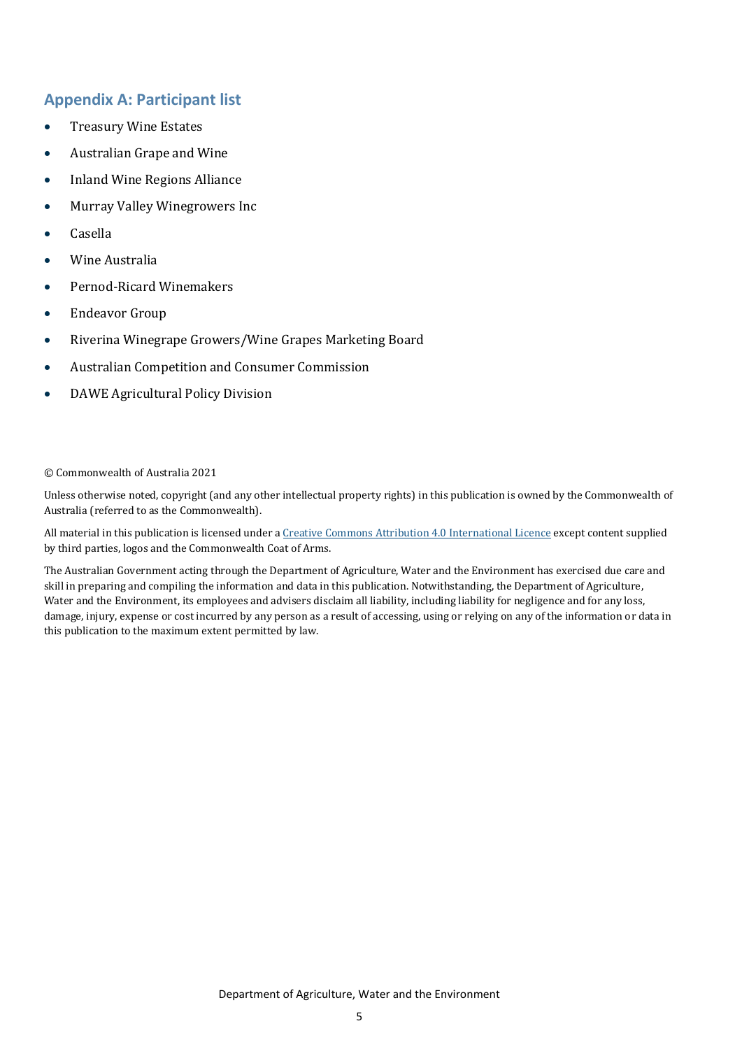## Appendix A: Participant list

- Treasury Wine Estates
- Australian Grape and Wine
- Inland Wine Regions Alliance
- Murray Valley Winegrowers Inc
- Casella
- Wine Australia
- Pernod-Ricard Winemakers
- Endeavor Group
- Riverina Winegrape Growers/Wine Grapes Marketing Board
- Australian Competition and Consumer Commission
- DAWE Agricultural Policy Division

© Commonwealth of Australia 2021

Unless otherwise noted, copyright (and any other intellectual property rights) in this publication is owned by the Commonwealth of Australia (referred to as the Commonwealth).

All material in this publication is licensed under a [Creative Commons Attribution 4.0 International Licence](https://creativecommons.org/licenses/by/4.0/) except content supplied by third parties, logos and the Commonwealth Coat of Arms.

The Australian Government acting through the Department of Agriculture, Water and the Environment has exercised due care and skill in preparing and compiling the information and data in this publication. Notwithstanding, the Department of Agriculture, Water and the Environment, its employees and advisers disclaim all liability, including liability for negligence and for any loss, damage, injury, expense or cost incurred by any person as a result of accessing, using or relying on any of the information or data in this publication to the maximum extent permitted by law.